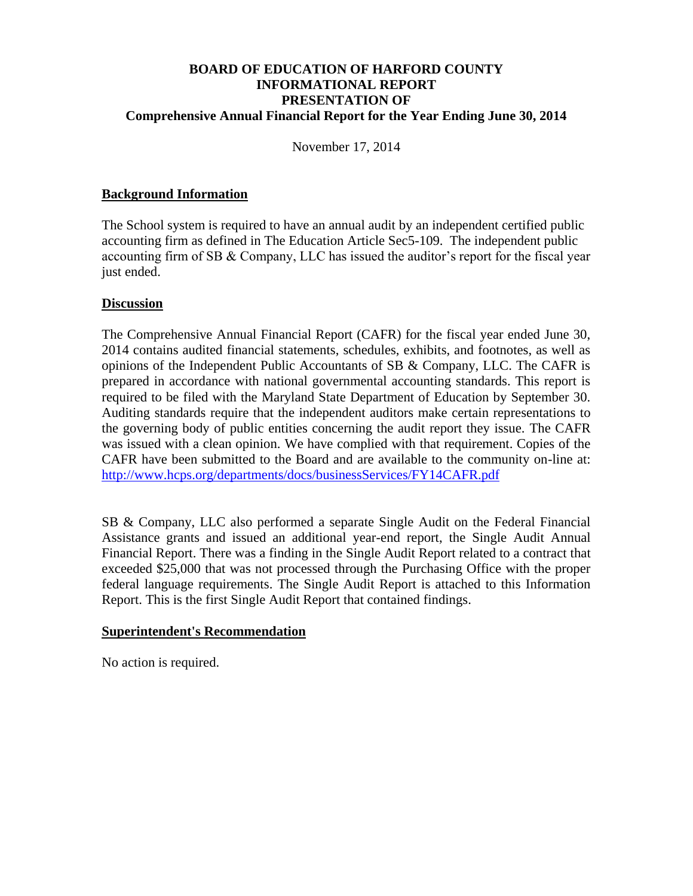# BOARD OF EDUCATION OF HARFORD COUNTY
# INFORMATIONAL REPORT
# PRESENTATION OF
## Comprehensive Annual Financial Report for the Year Ending June 30, 2014

November 17, 2014

### Background Information

The School system is required to have an annual audit by an independent certified public accounting firm as defined in The Education Article Sec5-109. The independent public accounting firm of SB & Company, LLC has issued the auditor's report for the fiscal year just ended.

### Discussion

The Comprehensive Annual Financial Report (CAFR) for the fiscal year ended June 30, 2014 contains audited financial statements, schedules, exhibits, and footnotes, as well as opinions of the Independent Public Accountants of SB & Company, LLC. The CAFR is prepared in accordance with national governmental accounting standards. This report is required to be filed with the Maryland State Department of Education by September 30. Auditing standards require that the independent auditors make certain representations to the governing body of public entities concerning the audit report they issue. The CAFR was issued with a clean opinion. We have complied with that requirement. Copies of the CAFR have been submitted to the Board and are available to the community on-line at: http://www.hcps.org/departments/docs/businessServices/FY14CAFR.pdf

SB & Company, LLC also performed a separate Single Audit on the Federal Financial Assistance grants and issued an additional year-end report, the Single Audit Annual Financial Report. There was a finding in the Single Audit Report related to a contract that exceeded $25,000 that was not processed through the Purchasing Office with the proper federal language requirements. The Single Audit Report is attached to this Information Report. This is the first Single Audit Report that contained findings.

### Superintendent's Recommendation

No action is required.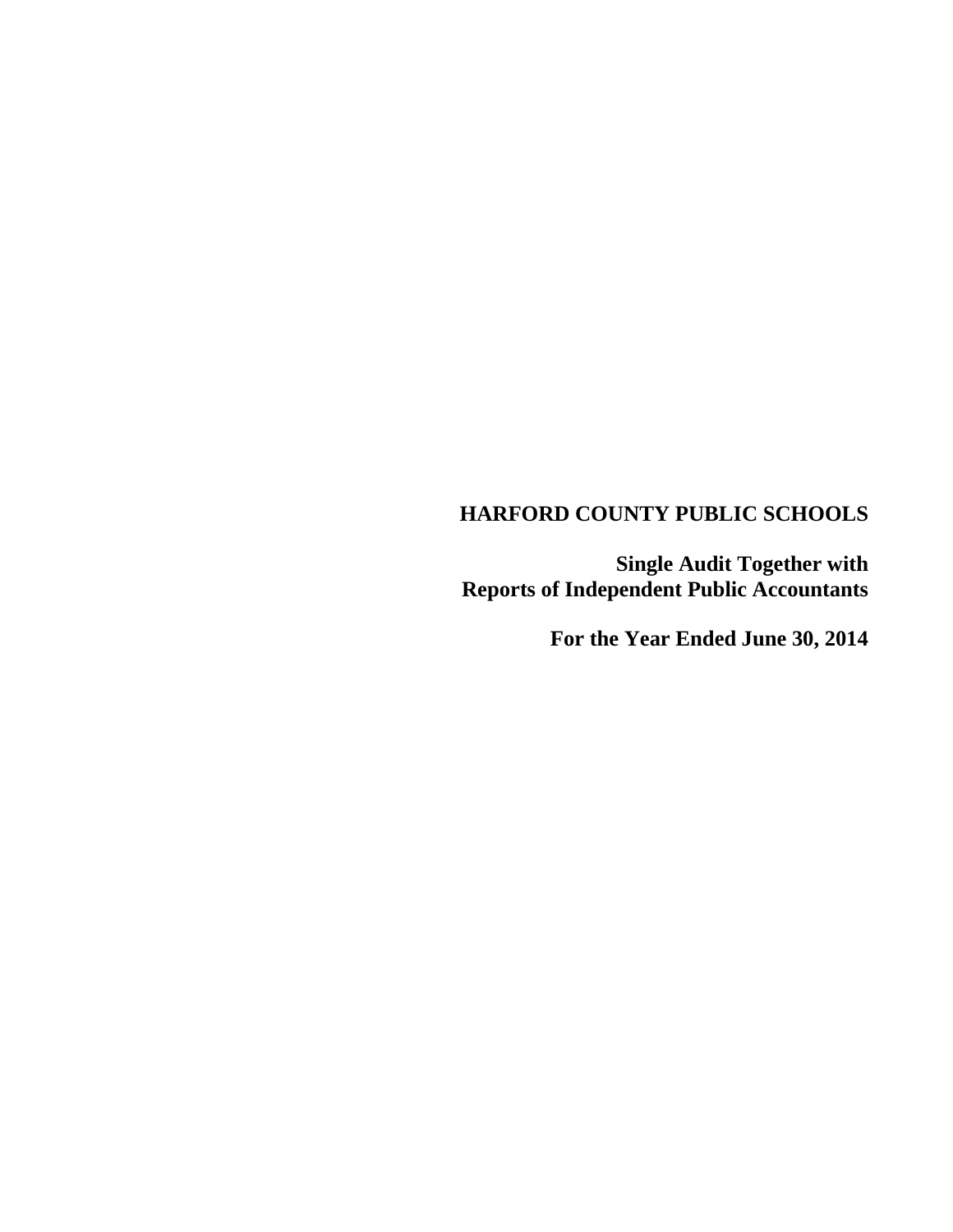# HARFORD COUNTY PUBLIC SCHOOLS

**Single Audit Together with**
**Reports of Independent Public Accountants**

**For the Year Ended June 30, 2014**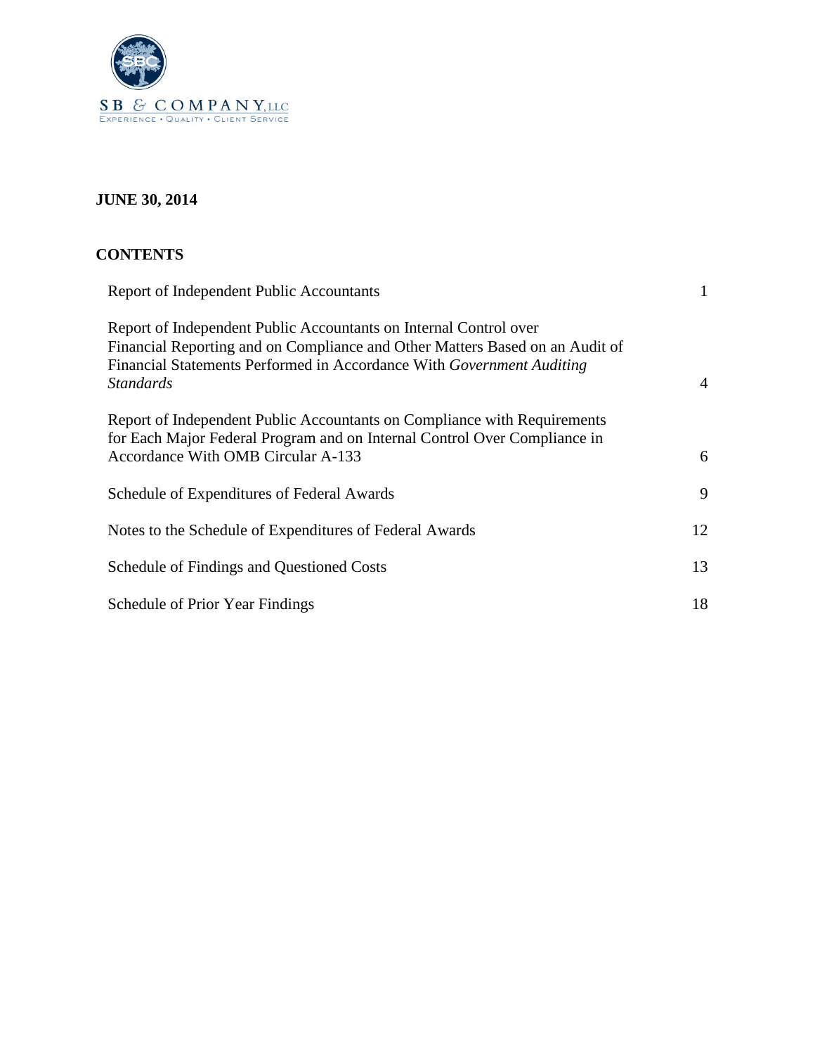SB & COMPANY, LLC
EXPERIENCE • QUALITY • CLIENT SERVICE

**JUNE 30, 2014**

## CONTENTS

| | |
|---|---|
| Report of Independent Public Accountants | 1 |
| Report of Independent Public Accountants on Internal Control over Financial Reporting and on Compliance and Other Matters Based on an Audit of Financial Statements Performed in Accordance With *Government Auditing Standards* | 4 |
| Report of Independent Public Accountants on Compliance with Requirements for Each Major Federal Program and on Internal Control Over Compliance in Accordance With OMB Circular A-133 | 6 |
| Schedule of Expenditures of Federal Awards | 9 |
| Notes to the Schedule of Expenditures of Federal Awards | 12 |
| Schedule of Findings and Questioned Costs | 13 |
| Schedule of Prior Year Findings | 18 |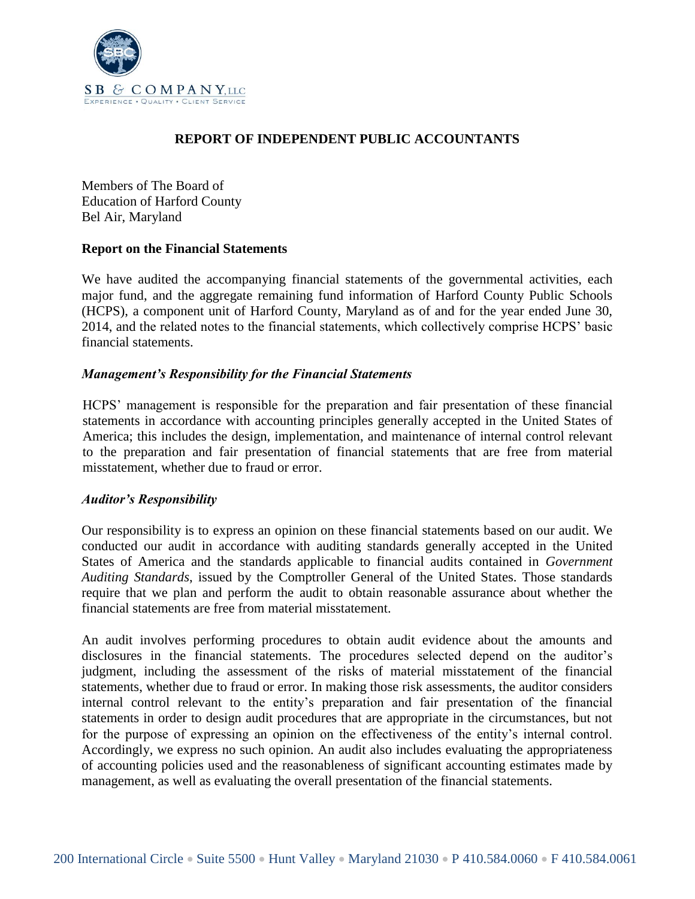SB & COMPANY, LLC
EXPERIENCE • QUALITY • CLIENT SERVICE

# REPORT OF INDEPENDENT PUBLIC ACCOUNTANTS

Members of The Board of
Education of Harford County
Bel Air, Maryland

**Report on the Financial Statements**

We have audited the accompanying financial statements of the governmental activities, each major fund, and the aggregate remaining fund information of Harford County Public Schools (HCPS), a component unit of Harford County, Maryland as of and for the year ended June 30, 2014, and the related notes to the financial statements, which collectively comprise HCPS' basic financial statements.

***Management's Responsibility for the Financial Statements***

HCPS' management is responsible for the preparation and fair presentation of these financial statements in accordance with accounting principles generally accepted in the United States of America; this includes the design, implementation, and maintenance of internal control relevant to the preparation and fair presentation of financial statements that are free from material misstatement, whether due to fraud or error.

***Auditor's Responsibility***

Our responsibility is to express an opinion on these financial statements based on our audit. We conducted our audit in accordance with auditing standards generally accepted in the United States of America and the standards applicable to financial audits contained in *Government Auditing Standards*, issued by the Comptroller General of the United States. Those standards require that we plan and perform the audit to obtain reasonable assurance about whether the financial statements are free from material misstatement.

An audit involves performing procedures to obtain audit evidence about the amounts and disclosures in the financial statements. The procedures selected depend on the auditor's judgment, including the assessment of the risks of material misstatement of the financial statements, whether due to fraud or error. In making those risk assessments, the auditor considers internal control relevant to the entity's preparation and fair presentation of the financial statements in order to design audit procedures that are appropriate in the circumstances, but not for the purpose of expressing an opinion on the effectiveness of the entity's internal control. Accordingly, we express no such opinion. An audit also includes evaluating the appropriateness of accounting policies used and the reasonableness of significant accounting estimates made by management, as well as evaluating the overall presentation of the financial statements.

200 International Circle • Suite 5500 • Hunt Valley • Maryland 21030 • P 410.584.0060 • F 410.584.0061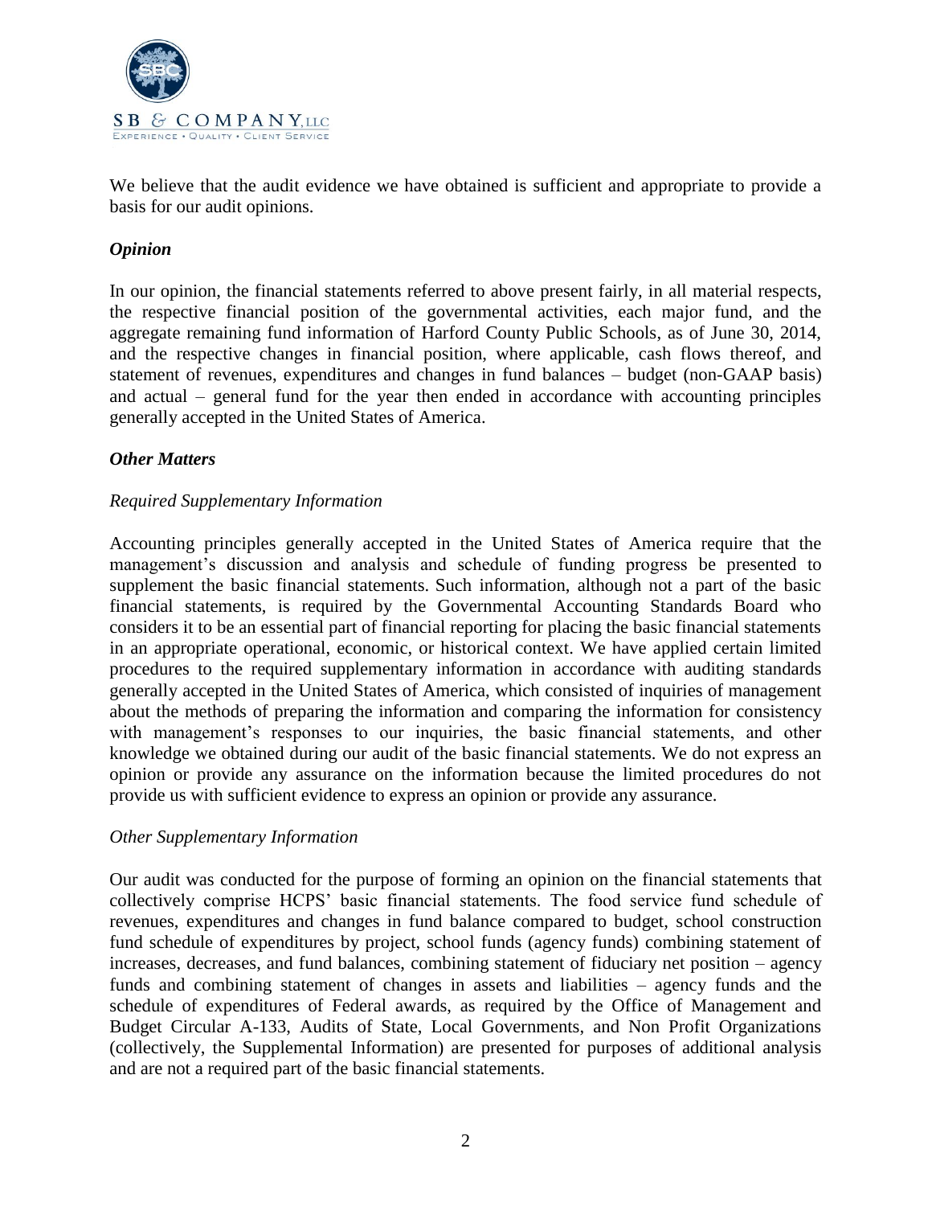We believe that the audit evidence we have obtained is sufficient and appropriate to provide a basis for our audit opinions.

### *Opinion*

In our opinion, the financial statements referred to above present fairly, in all material respects, the respective financial position of the governmental activities, each major fund, and the aggregate remaining fund information of Harford County Public Schools, as of June 30, 2014, and the respective changes in financial position, where applicable, cash flows thereof, and statement of revenues, expenditures and changes in fund balances – budget (non-GAAP basis) and actual – general fund for the year then ended in accordance with accounting principles generally accepted in the United States of America.

### *Other Matters*

#### *Required Supplementary Information*

Accounting principles generally accepted in the United States of America require that the management's discussion and analysis and schedule of funding progress be presented to supplement the basic financial statements. Such information, although not a part of the basic financial statements, is required by the Governmental Accounting Standards Board who considers it to be an essential part of financial reporting for placing the basic financial statements in an appropriate operational, economic, or historical context. We have applied certain limited procedures to the required supplementary information in accordance with auditing standards generally accepted in the United States of America, which consisted of inquiries of management about the methods of preparing the information and comparing the information for consistency with management's responses to our inquiries, the basic financial statements, and other knowledge we obtained during our audit of the basic financial statements. We do not express an opinion or provide any assurance on the information because the limited procedures do not provide us with sufficient evidence to express an opinion or provide any assurance.

#### *Other Supplementary Information*

Our audit was conducted for the purpose of forming an opinion on the financial statements that collectively comprise HCPS' basic financial statements. The food service fund schedule of revenues, expenditures and changes in fund balance compared to budget, school construction fund schedule of expenditures by project, school funds (agency funds) combining statement of increases, decreases, and fund balances, combining statement of fiduciary net position – agency funds and combining statement of changes in assets and liabilities – agency funds and the schedule of expenditures of Federal awards, as required by the Office of Management and Budget Circular A-133, Audits of State, Local Governments, and Non Profit Organizations (collectively, the Supplemental Information) are presented for purposes of additional analysis and are not a required part of the basic financial statements.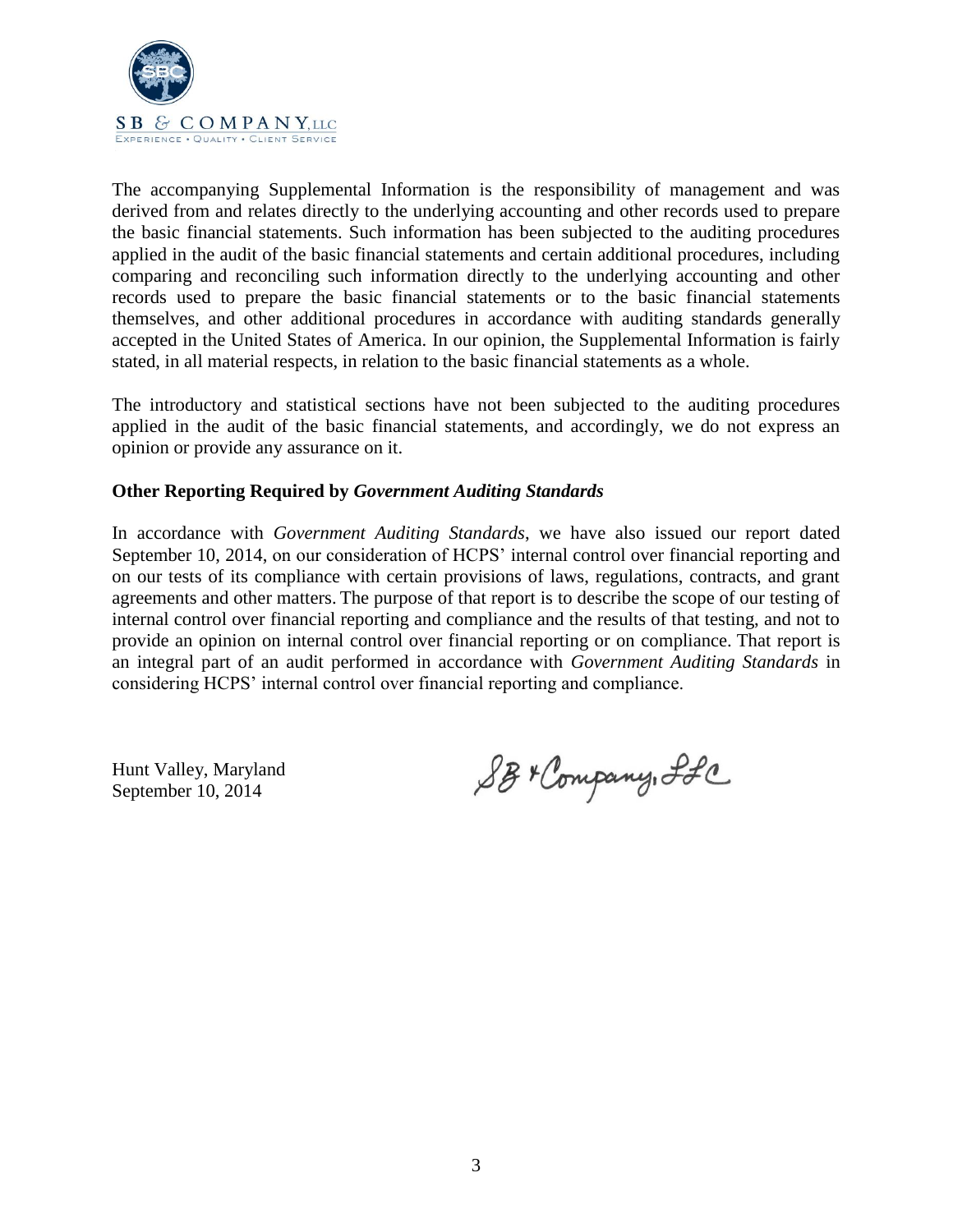SB & COMPANY, LLC

EXPERIENCE • QUALITY • CLIENT SERVICE

The accompanying Supplemental Information is the responsibility of management and was derived from and relates directly to the underlying accounting and other records used to prepare the basic financial statements. Such information has been subjected to the auditing procedures applied in the audit of the basic financial statements and certain additional procedures, including comparing and reconciling such information directly to the underlying accounting and other records used to prepare the basic financial statements or to the basic financial statements themselves, and other additional procedures in accordance with auditing standards generally accepted in the United States of America. In our opinion, the Supplemental Information is fairly stated, in all material respects, in relation to the basic financial statements as a whole.

The introductory and statistical sections have not been subjected to the auditing procedures applied in the audit of the basic financial statements, and accordingly, we do not express an opinion or provide any assurance on it.

**Other Reporting Required by *Government Auditing Standards***

In accordance with *Government Auditing Standards*, we have also issued our report dated September 10, 2014, on our consideration of HCPS' internal control over financial reporting and on our tests of its compliance with certain provisions of laws, regulations, contracts, and grant agreements and other matters. The purpose of that report is to describe the scope of our testing of internal control over financial reporting and compliance and the results of that testing, and not to provide an opinion on internal control over financial reporting or on compliance. That report is an integral part of an audit performed in accordance with *Government Auditing Standards* in considering HCPS' internal control over financial reporting and compliance.

Hunt Valley, Maryland
September 10, 2014

SB & Company, LLC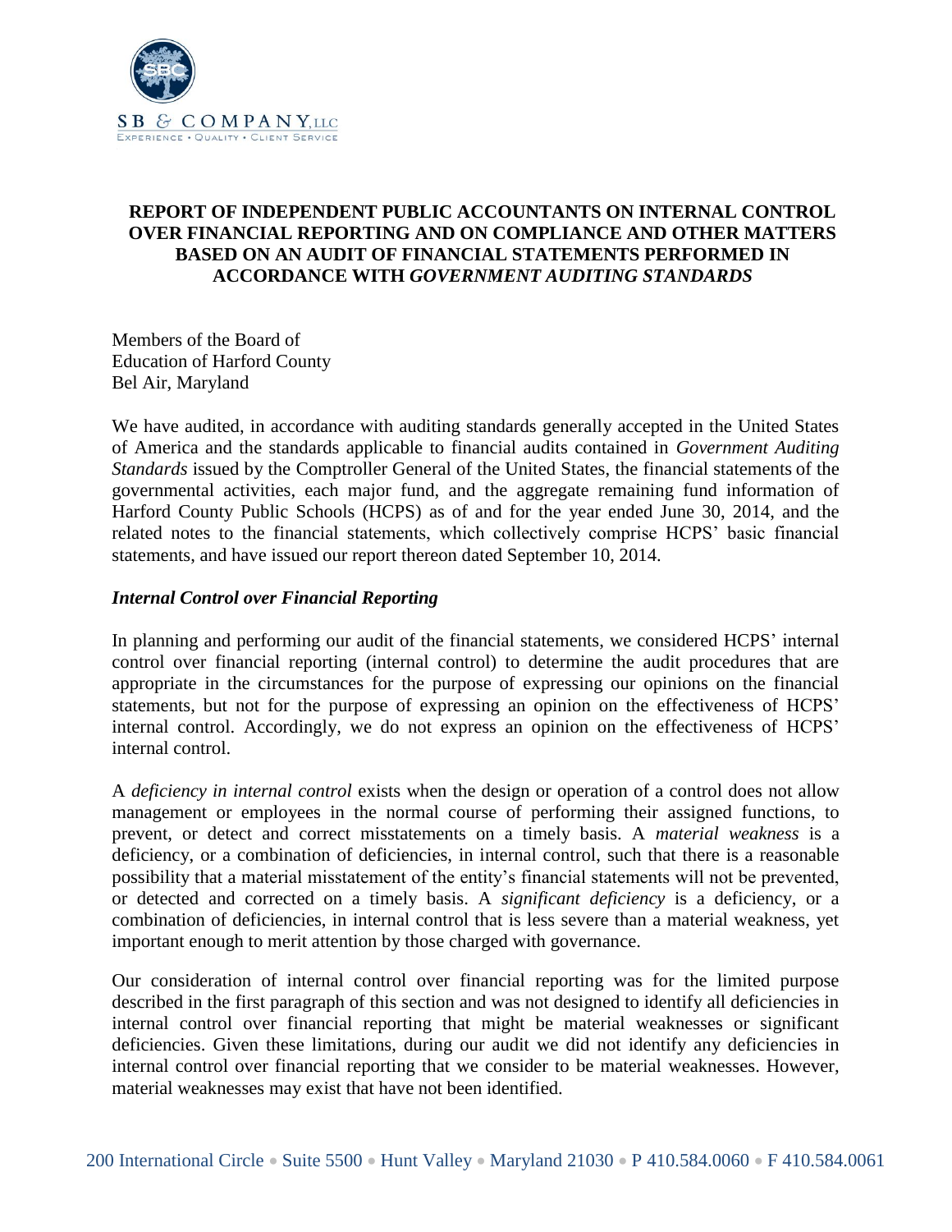SB & COMPANY, LLC

EXPERIENCE • QUALITY • CLIENT SERVICE

# REPORT OF INDEPENDENT PUBLIC ACCOUNTANTS ON INTERNAL CONTROL OVER FINANCIAL REPORTING AND ON COMPLIANCE AND OTHER MATTERS BASED ON AN AUDIT OF FINANCIAL STATEMENTS PERFORMED IN ACCORDANCE WITH *GOVERNMENT AUDITING STANDARDS*

Members of the Board of
Education of Harford County
Bel Air, Maryland

We have audited, in accordance with auditing standards generally accepted in the United States of America and the standards applicable to financial audits contained in *Government Auditing Standards* issued by the Comptroller General of the United States, the financial statements of the governmental activities, each major fund, and the aggregate remaining fund information of Harford County Public Schools (HCPS) as of and for the year ended June 30, 2014, and the related notes to the financial statements, which collectively comprise HCPS' basic financial statements, and have issued our report thereon dated September 10, 2014.

## *Internal Control over Financial Reporting*

In planning and performing our audit of the financial statements, we considered HCPS' internal control over financial reporting (internal control) to determine the audit procedures that are appropriate in the circumstances for the purpose of expressing our opinions on the financial statements, but not for the purpose of expressing an opinion on the effectiveness of HCPS' internal control. Accordingly, we do not express an opinion on the effectiveness of HCPS' internal control.

A *deficiency in internal control* exists when the design or operation of a control does not allow management or employees in the normal course of performing their assigned functions, to prevent, or detect and correct misstatements on a timely basis. A *material weakness* is a deficiency, or a combination of deficiencies, in internal control, such that there is a reasonable possibility that a material misstatement of the entity's financial statements will not be prevented, or detected and corrected on a timely basis. A *significant deficiency* is a deficiency, or a combination of deficiencies, in internal control that is less severe than a material weakness, yet important enough to merit attention by those charged with governance.

Our consideration of internal control over financial reporting was for the limited purpose described in the first paragraph of this section and was not designed to identify all deficiencies in internal control over financial reporting that might be material weaknesses or significant deficiencies. Given these limitations, during our audit we did not identify any deficiencies in internal control over financial reporting that we consider to be material weaknesses. However, material weaknesses may exist that have not been identified.

200 International Circle • Suite 5500 • Hunt Valley • Maryland 21030 • P 410.584.0060 • F 410.584.0061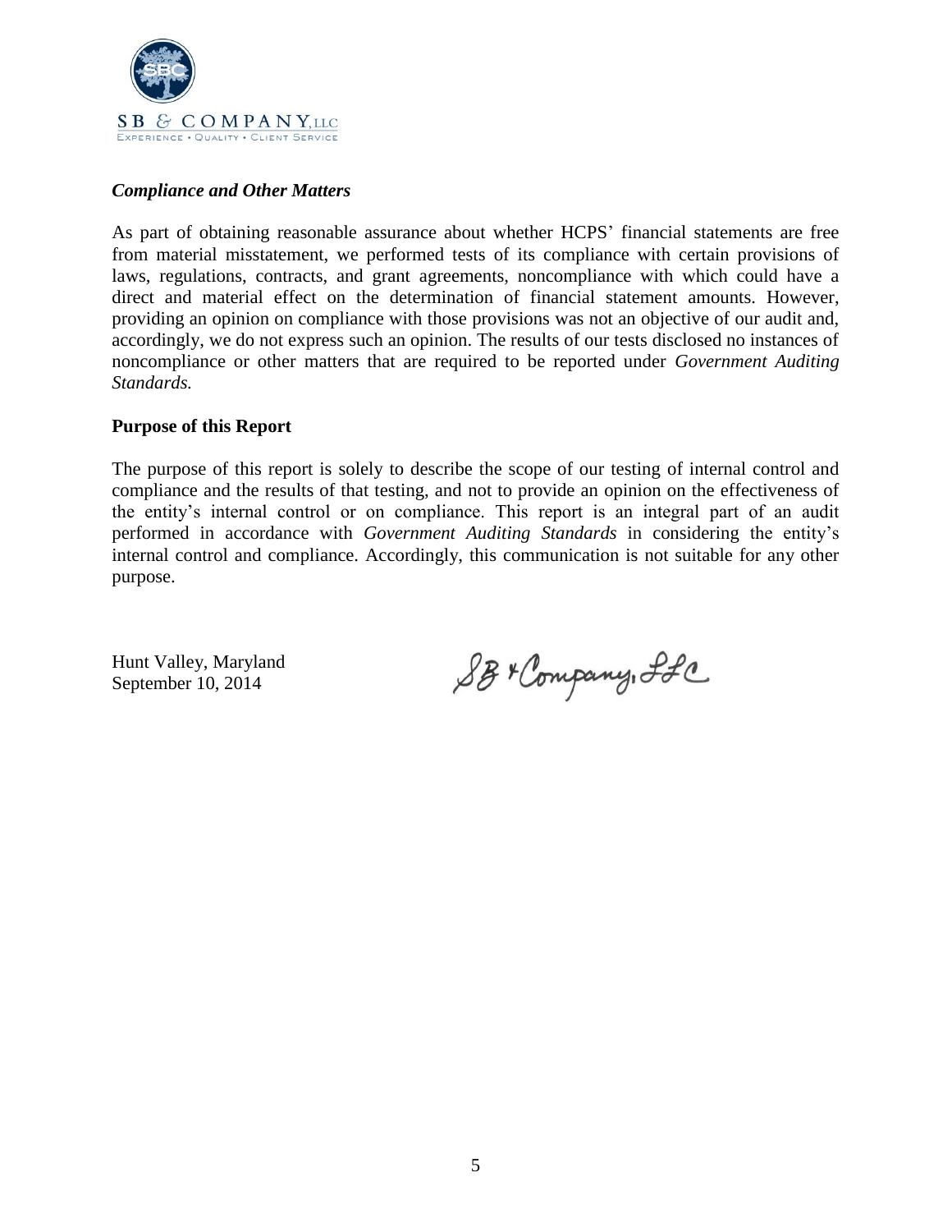SB & COMPANY, LLC
EXPERIENCE • QUALITY • CLIENT SERVICE

***Compliance and Other Matters***

As part of obtaining reasonable assurance about whether HCPS' financial statements are free from material misstatement, we performed tests of its compliance with certain provisions of laws, regulations, contracts, and grant agreements, noncompliance with which could have a direct and material effect on the determination of financial statement amounts. However, providing an opinion on compliance with those provisions was not an objective of our audit and, accordingly, we do not express such an opinion. The results of our tests disclosed no instances of noncompliance or other matters that are required to be reported under *Government Auditing Standards.*

**Purpose of this Report**

The purpose of this report is solely to describe the scope of our testing of internal control and compliance and the results of that testing, and not to provide an opinion on the effectiveness of the entity's internal control or on compliance. This report is an integral part of an audit performed in accordance with *Government Auditing Standards* in considering the entity's internal control and compliance. Accordingly, this communication is not suitable for any other purpose.

Hunt Valley, Maryland
September 10, 2014

SB & Company, LLC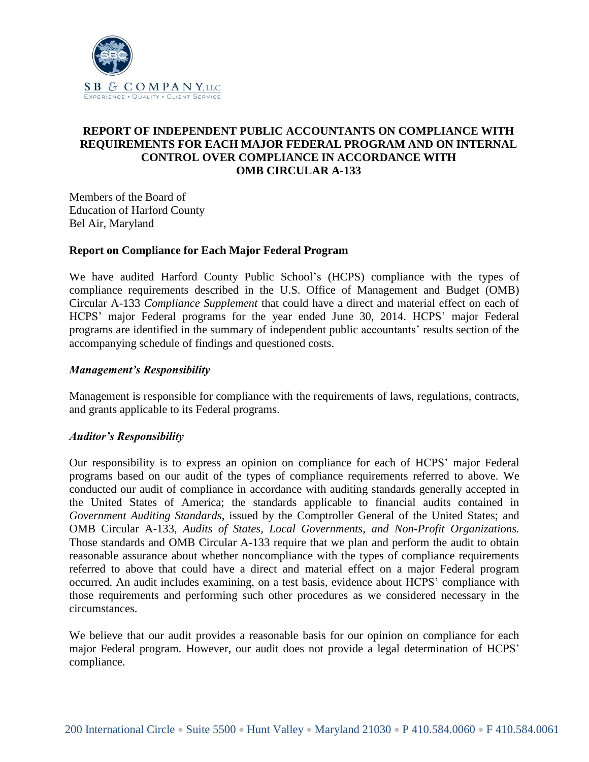# REPORT OF INDEPENDENT PUBLIC ACCOUNTANTS ON COMPLIANCE WITH REQUIREMENTS FOR EACH MAJOR FEDERAL PROGRAM AND ON INTERNAL CONTROL OVER COMPLIANCE IN ACCORDANCE WITH OMB CIRCULAR A-133

Members of the Board of
Education of Harford County
Bel Air, Maryland

## Report on Compliance for Each Major Federal Program

We have audited Harford County Public School's (HCPS) compliance with the types of compliance requirements described in the U.S. Office of Management and Budget (OMB) Circular A-133 *Compliance Supplement* that could have a direct and material effect on each of HCPS' major Federal programs for the year ended June 30, 2014. HCPS' major Federal programs are identified in the summary of independent public accountants' results section of the accompanying schedule of findings and questioned costs.

### *Management's Responsibility*

Management is responsible for compliance with the requirements of laws, regulations, contracts, and grants applicable to its Federal programs.

### *Auditor's Responsibility*

Our responsibility is to express an opinion on compliance for each of HCPS' major Federal programs based on our audit of the types of compliance requirements referred to above. We conducted our audit of compliance in accordance with auditing standards generally accepted in the United States of America; the standards applicable to financial audits contained in *Government Auditing Standards*, issued by the Comptroller General of the United States; and OMB Circular A-133, *Audits of States, Local Governments, and Non-Profit Organizations.* Those standards and OMB Circular A-133 require that we plan and perform the audit to obtain reasonable assurance about whether noncompliance with the types of compliance requirements referred to above that could have a direct and material effect on a major Federal program occurred. An audit includes examining, on a test basis, evidence about HCPS' compliance with those requirements and performing such other procedures as we considered necessary in the circumstances.

We believe that our audit provides a reasonable basis for our opinion on compliance for each major Federal program. However, our audit does not provide a legal determination of HCPS' compliance.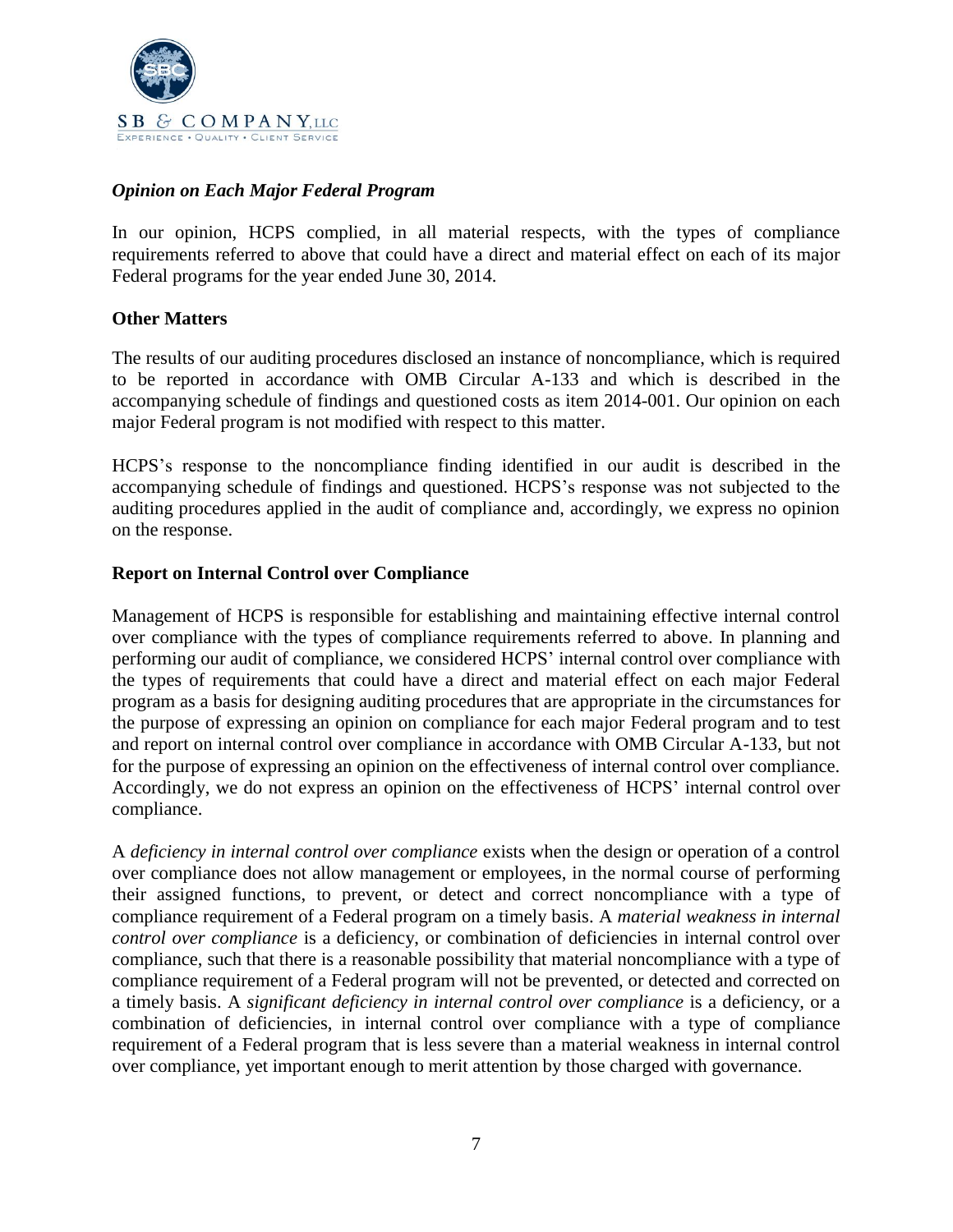### *Opinion on Each Major Federal Program*

In our opinion, HCPS complied, in all material respects, with the types of compliance requirements referred to above that could have a direct and material effect on each of its major Federal programs for the year ended June 30, 2014.

### **Other Matters**

The results of our auditing procedures disclosed an instance of noncompliance, which is required to be reported in accordance with OMB Circular A-133 and which is described in the accompanying schedule of findings and questioned costs as item 2014-001. Our opinion on each major Federal program is not modified with respect to this matter.

HCPS's response to the noncompliance finding identified in our audit is described in the accompanying schedule of findings and questioned. HCPS's response was not subjected to the auditing procedures applied in the audit of compliance and, accordingly, we express no opinion on the response.

### **Report on Internal Control over Compliance**

Management of HCPS is responsible for establishing and maintaining effective internal control over compliance with the types of compliance requirements referred to above. In planning and performing our audit of compliance, we considered HCPS' internal control over compliance with the types of requirements that could have a direct and material effect on each major Federal program as a basis for designing auditing procedures that are appropriate in the circumstances for the purpose of expressing an opinion on compliance for each major Federal program and to test and report on internal control over compliance in accordance with OMB Circular A-133, but not for the purpose of expressing an opinion on the effectiveness of internal control over compliance. Accordingly, we do not express an opinion on the effectiveness of HCPS' internal control over compliance.

A *deficiency in internal control over compliance* exists when the design or operation of a control over compliance does not allow management or employees, in the normal course of performing their assigned functions, to prevent, or detect and correct noncompliance with a type of compliance requirement of a Federal program on a timely basis. A *material weakness in internal control over compliance* is a deficiency, or combination of deficiencies in internal control over compliance, such that there is a reasonable possibility that material noncompliance with a type of compliance requirement of a Federal program will not be prevented, or detected and corrected on a timely basis. A *significant deficiency in internal control over compliance* is a deficiency, or a combination of deficiencies, in internal control over compliance with a type of compliance requirement of a Federal program that is less severe than a material weakness in internal control over compliance, yet important enough to merit attention by those charged with governance.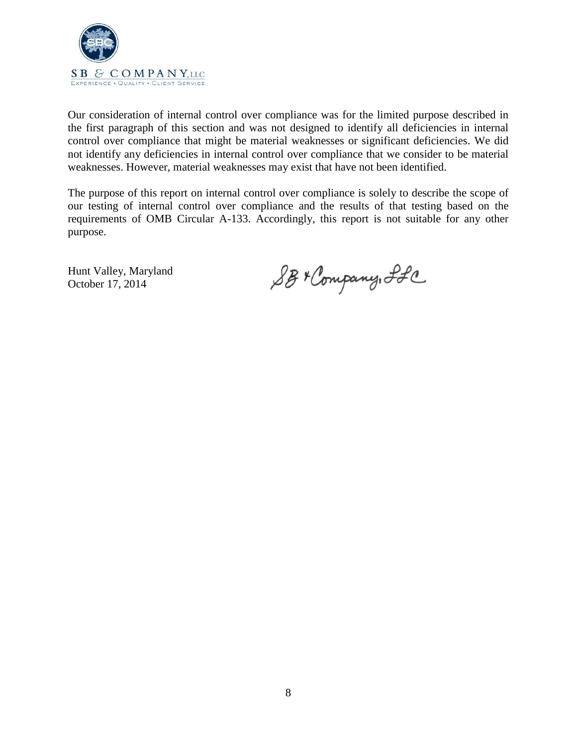Our consideration of internal control over compliance was for the limited purpose described in the first paragraph of this section and was not designed to identify all deficiencies in internal control over compliance that might be material weaknesses or significant deficiencies. We did not identify any deficiencies in internal control over compliance that we consider to be material weaknesses. However, material weaknesses may exist that have not been identified.

The purpose of this report on internal control over compliance is solely to describe the scope of our testing of internal control over compliance and the results of that testing based on the requirements of OMB Circular A-133. Accordingly, this report is not suitable for any other purpose.

Hunt Valley, Maryland
October 17, 2014

SB & Company, LLC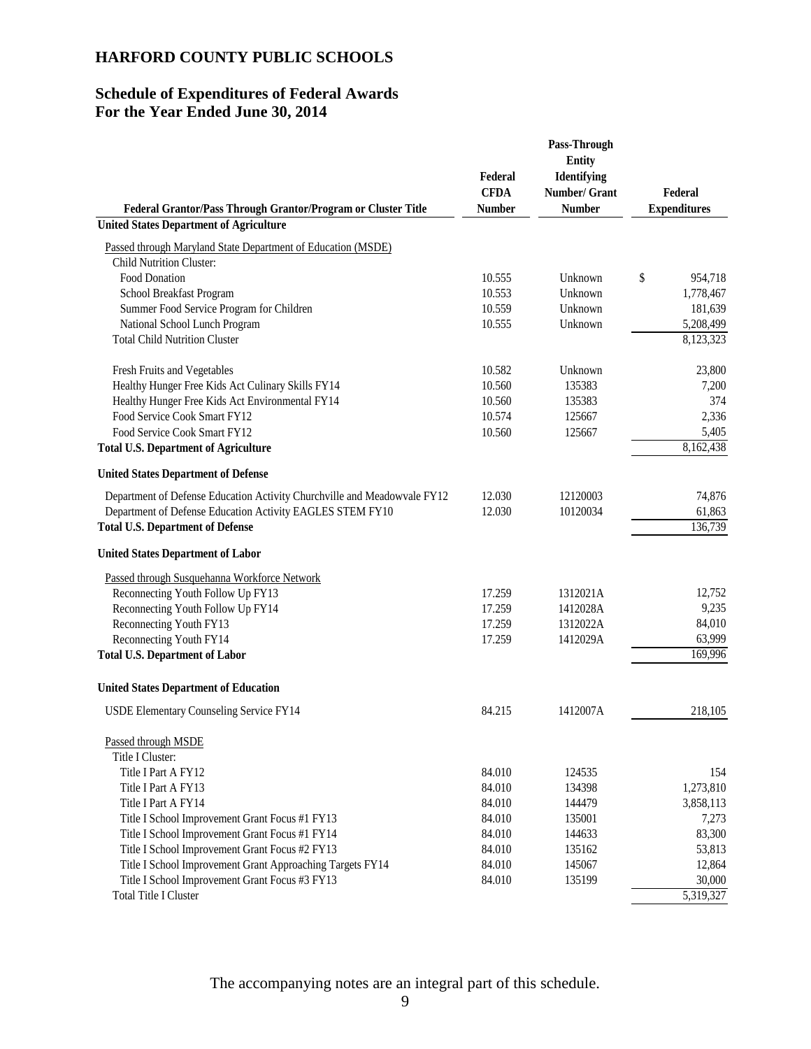## HARFORD COUNTY PUBLIC SCHOOLS

### Schedule of Expenditures of Federal Awards
### For the Year Ended June 30, 2014

| Federal Grantor/Pass Through Grantor/Program or Cluster Title | Federal CFDA Number | Pass-Through Entity Identifying Number/ Grant Number | Federal Expenditures |
|---|---|---|---|
| **United States Department of Agriculture** | | | |
| Passed through Maryland State Department of Education (MSDE) | | | |
| Child Nutrition Cluster: | | | |
| Food Donation | 10.555 | Unknown | $ 954,718 |
| School Breakfast Program | 10.553 | Unknown | 1,778,467 |
| Summer Food Service Program for Children | 10.559 | Unknown | 181,639 |
| National School Lunch Program | 10.555 | Unknown | 5,208,499 |
| Total Child Nutrition Cluster | | | 8,123,323 |
| Fresh Fruits and Vegetables | 10.582 | Unknown | 23,800 |
| Healthy Hunger Free Kids Act Culinary Skills FY14 | 10.560 | 135383 | 7,200 |
| Healthy Hunger Free Kids Act Environmental FY14 | 10.560 | 135383 | 374 |
| Food Service Cook Smart FY12 | 10.574 | 125667 | 2,336 |
| Food Service Cook Smart FY12 | 10.560 | 125667 | 5,405 |
| **Total U.S. Department of Agriculture** | | | 8,162,438 |
| **United States Department of Defense** | | | |
| Department of Defense Education Activity Churchville and Meadowvale FY12 | 12.030 | 12120003 | 74,876 |
| Department of Defense Education Activity EAGLES STEM FY10 | 12.030 | 10120034 | 61,863 |
| **Total U.S. Department of Defense** | | | 136,739 |
| **United States Department of Labor** | | | |
| Passed through Susquehanna Workforce Network | | | |
| Reconnecting Youth Follow Up FY13 | 17.259 | 1312021A | 12,752 |
| Reconnecting Youth Follow Up FY14 | 17.259 | 1412028A | 9,235 |
| Reconnecting Youth FY13 | 17.259 | 1312022A | 84,010 |
| Reconnecting Youth FY14 | 17.259 | 1412029A | 63,999 |
| **Total U.S. Department of Labor** | | | 169,996 |
| **United States Department of Education** | | | |
| USDE Elementary Counseling Service FY14 | 84.215 | 1412007A | 218,105 |
| Passed through MSDE | | | |
| Title I Cluster: | | | |
| Title I Part A FY12 | 84.010 | 124535 | 154 |
| Title I Part A FY13 | 84.010 | 134398 | 1,273,810 |
| Title I Part A FY14 | 84.010 | 144479 | 3,858,113 |
| Title I School Improvement Grant Focus #1 FY13 | 84.010 | 135001 | 7,273 |
| Title I School Improvement Grant Focus #1 FY14 | 84.010 | 144633 | 83,300 |
| Title I School Improvement Grant Focus #2 FY13 | 84.010 | 135162 | 53,813 |
| Title I School Improvement Grant Approaching Targets FY14 | 84.010 | 145067 | 12,864 |
| Title I School Improvement Grant Focus #3 FY13 | 84.010 | 135199 | 30,000 |
| Total Title I Cluster | | | 5,319,327 |

The accompanying notes are an integral part of this schedule.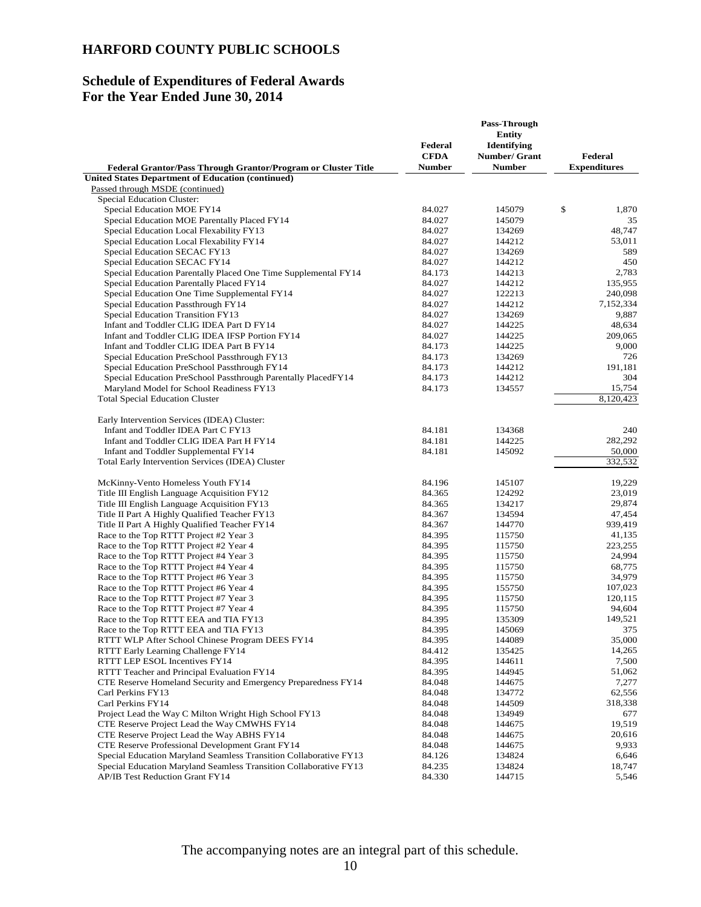# HARFORD COUNTY PUBLIC SCHOOLS

## Schedule of Expenditures of Federal Awards
## For the Year Ended June 30, 2014

| Federal Grantor/Pass Through Grantor/Program or Cluster Title | Federal CFDA Number | Pass-Through Entity Identifying Number/ Grant Number | Federal Expenditures |
|---|---|---|---|
| **United States Department of Education (continued)** | | | |
| Passed through MSDE (continued) | | | |
| Special Education Cluster: | | | |
| Special Education MOE FY14 | 84.027 | 145079 | $ 1,870 |
| Special Education MOE Parentally Placed FY14 | 84.027 | 145079 | 35 |
| Special Education Local Flexability FY13 | 84.027 | 134269 | 48,747 |
| Special Education Local Flexability FY14 | 84.027 | 144212 | 53,011 |
| Special Education SECAC FY13 | 84.027 | 134269 | 589 |
| Special Education SECAC FY14 | 84.027 | 144212 | 450 |
| Special Education Parentally Placed One Time Supplemental FY14 | 84.173 | 144213 | 2,783 |
| Special Education Parentally Placed FY14 | 84.027 | 144212 | 135,955 |
| Special Education One Time Supplemental FY14 | 84.027 | 122213 | 240,098 |
| Special Education Passthrough FY14 | 84.027 | 144212 | 7,152,334 |
| Special Education Transition FY13 | 84.027 | 134269 | 9,887 |
| Infant and Toddler CLIG IDEA Part D FY14 | 84.027 | 144225 | 48,634 |
| Infant and Toddler CLIG IDEA IFSP Portion FY14 | 84.027 | 144225 | 209,065 |
| Infant and Toddler CLIG IDEA Part B FY14 | 84.173 | 144225 | 9,000 |
| Special Education PreSchool Passthrough FY13 | 84.173 | 134269 | 726 |
| Special Education PreSchool Passthrough FY14 | 84.173 | 144212 | 191,181 |
| Special Education PreSchool Passthrough Parentally PlacedFY14 | 84.173 | 144212 | 304 |
| Maryland Model for School Readiness FY13 | 84.173 | 134557 | 15,754 |
| Total Special Education Cluster | | | 8,120,423 |
| | | | |
| Early Intervention Services (IDEA) Cluster: | | | |
| Infant and Toddler IDEA Part C FY13 | 84.181 | 134368 | 240 |
| Infant and Toddler CLIG IDEA Part H FY14 | 84.181 | 144225 | 282,292 |
| Infant and Toddler Supplemental FY14 | 84.181 | 145092 | 50,000 |
| Total Early Intervention Services (IDEA) Cluster | | | 332,532 |
| | | | |
| McKinny-Vento Homeless Youth FY14 | 84.196 | 145107 | 19,229 |
| Title III English Language Acquisition FY12 | 84.365 | 124292 | 23,019 |
| Title III English Language Acquisition FY13 | 84.365 | 134217 | 29,874 |
| Title II Part A Highly Qualified Teacher FY13 | 84.367 | 134594 | 47,454 |
| Title II Part A Highly Qualified Teacher FY14 | 84.367 | 144770 | 939,419 |
| Race to the Top RTTT Project #2 Year 3 | 84.395 | 115750 | 41,135 |
| Race to the Top RTTT Project #2 Year 4 | 84.395 | 115750 | 223,255 |
| Race to the Top RTTT Project #4 Year 3 | 84.395 | 115750 | 24,994 |
| Race to the Top RTTT Project #4 Year 4 | 84.395 | 115750 | 68,775 |
| Race to the Top RTTT Project #6 Year 3 | 84.395 | 115750 | 34,979 |
| Race to the Top RTTT Project #6 Year 4 | 84.395 | 155750 | 107,023 |
| Race to the Top RTTT Project #7 Year 3 | 84.395 | 115750 | 120,115 |
| Race to the Top RTTT Project #7 Year 4 | 84.395 | 115750 | 94,604 |
| Race to the Top RTTT EEA and TIA FY13 | 84.395 | 135309 | 149,521 |
| Race to the Top RTTT EEA and TIA FY13 | 84.395 | 145069 | 375 |
| RTTT WLP After School Chinese Program DEES FY14 | 84.395 | 144089 | 35,000 |
| RTTT Early Learning Challenge FY14 | 84.412 | 135425 | 14,265 |
| RTTT LEP ESOL Incentives FY14 | 84.395 | 144611 | 7,500 |
| RTTT Teacher and Principal Evaluation FY14 | 84.395 | 144945 | 51,062 |
| CTE Reserve Homeland Security and Emergency Preparedness FY14 | 84.048 | 144675 | 7,277 |
| Carl Perkins FY13 | 84.048 | 134772 | 62,556 |
| Carl Perkins FY14 | 84.048 | 144509 | 318,338 |
| Project Lead the Way C Milton Wright High School FY13 | 84.048 | 134949 | 677 |
| CTE Reserve Project Lead the Way CMWHS FY14 | 84.048 | 144675 | 19,519 |
| CTE Reserve Project Lead the Way ABHS FY14 | 84.048 | 144675 | 20,616 |
| CTE Reserve Professional Development Grant FY14 | 84.048 | 144675 | 9,933 |
| Special Education Maryland Seamless Transition Collaborative FY13 | 84.126 | 134824 | 6,646 |
| Special Education Maryland Seamless Transition Collaborative FY13 | 84.235 | 134824 | 18,747 |
| AP/IB Test Reduction Grant FY14 | 84.330 | 144715 | 5,546 |

The accompanying notes are an integral part of this schedule.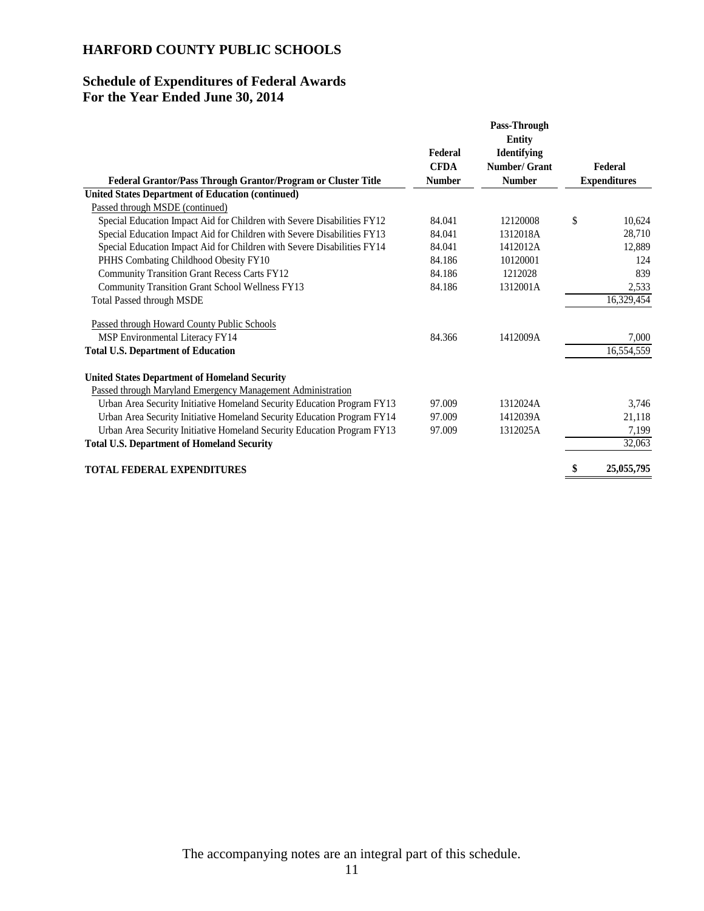# HARFORD COUNTY PUBLIC SCHOOLS

## Schedule of Expenditures of Federal Awards
## For the Year Ended June 30, 2014

| Federal Grantor/Pass Through Grantor/Program or Cluster Title | Federal CFDA Number | Pass-Through Entity Identifying Number/ Grant Number | Federal Expenditures |
|---|---|---|---|
| **United States Department of Education (continued)** | | | |
| Passed through MSDE (continued) | | | |
| Special Education Impact Aid for Children with Severe Disabilities FY12 | 84.041 | 12120008 | $ 10,624 |
| Special Education Impact Aid for Children with Severe Disabilities FY13 | 84.041 | 1312018A | 28,710 |
| Special Education Impact Aid for Children with Severe Disabilities FY14 | 84.041 | 1412012A | 12,889 |
| PHHS Combating Childhood Obesity FY10 | 84.186 | 10120001 | 124 |
| Community Transition Grant Recess Carts FY12 | 84.186 | 1212028 | 839 |
| Community Transition Grant School Wellness FY13 | 84.186 | 1312001A | 2,533 |
| Total Passed through MSDE | | | 16,329,454 |
| Passed through Howard County Public Schools | | | |
| MSP Environmental Literacy FY14 | 84.366 | 1412009A | 7,000 |
| **Total U.S. Department of Education** | | | 16,554,559 |
| **United States Department of Homeland Security** | | | |
| Passed through Maryland Emergency Management Administration | | | |
| Urban Area Security Initiative Homeland Security Education Program FY13 | 97.009 | 1312024A | 3,746 |
| Urban Area Security Initiative Homeland Security Education Program FY14 | 97.009 | 1412039A | 21,118 |
| Urban Area Security Initiative Homeland Security Education Program FY13 | 97.009 | 1312025A | 7,199 |
| **Total U.S. Department of Homeland Security** | | | 32,063 |
| **TOTAL FEDERAL EXPENDITURES** | | | **$ 25,055,795** |

The accompanying notes are an integral part of this schedule.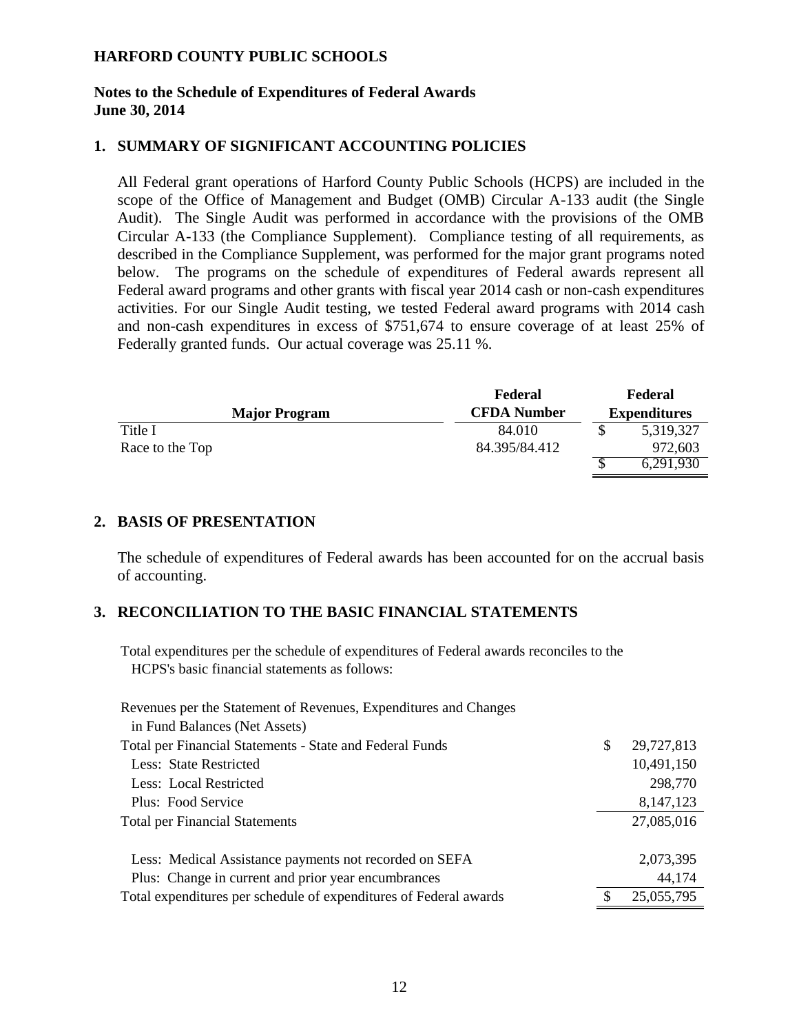**HARFORD COUNTY PUBLIC SCHOOLS**

**Notes to the Schedule of Expenditures of Federal Awards**
**June 30, 2014**

## 1. SUMMARY OF SIGNIFICANT ACCOUNTING POLICIES

All Federal grant operations of Harford County Public Schools (HCPS) are included in the scope of the Office of Management and Budget (OMB) Circular A-133 audit (the Single Audit). The Single Audit was performed in accordance with the provisions of the OMB Circular A-133 (the Compliance Supplement). Compliance testing of all requirements, as described in the Compliance Supplement, was performed for the major grant programs noted below. The programs on the schedule of expenditures of Federal awards represent all Federal award programs and other grants with fiscal year 2014 cash or non-cash expenditures activities. For our Single Audit testing, we tested Federal award programs with 2014 cash and non-cash expenditures in excess of $751,674 to ensure coverage of at least 25% of Federally granted funds. Our actual coverage was 25.11 %.

| Major Program | Federal CFDA Number | Federal Expenditures |
|---|---|---|
| Title I | 84.010 | $ 5,319,327 |
| Race to the Top | 84.395/84.412 | 972,603 |
| | | $ 6,291,930 |

## 2. BASIS OF PRESENTATION

The schedule of expenditures of Federal awards has been accounted for on the accrual basis of accounting.

## 3. RECONCILIATION TO THE BASIC FINANCIAL STATEMENTS

Total expenditures per the schedule of expenditures of Federal awards reconciles to the HCPS's basic financial statements as follows:

| | |
|---|---|
| Revenues per the Statement of Revenues, Expenditures and Changes in Fund Balances (Net Assets) | |
| Total per Financial Statements - State and Federal Funds | $ 29,727,813 |
| Less: State Restricted | 10,491,150 |
| Less: Local Restricted | 298,770 |
| Plus: Food Service | 8,147,123 |
| Total per Financial Statements | 27,085,016 |
| Less: Medical Assistance payments not recorded on SEFA | 2,073,395 |
| Plus: Change in current and prior year encumbrances | 44,174 |
| Total expenditures per schedule of expenditures of Federal awards | $ 25,055,795 |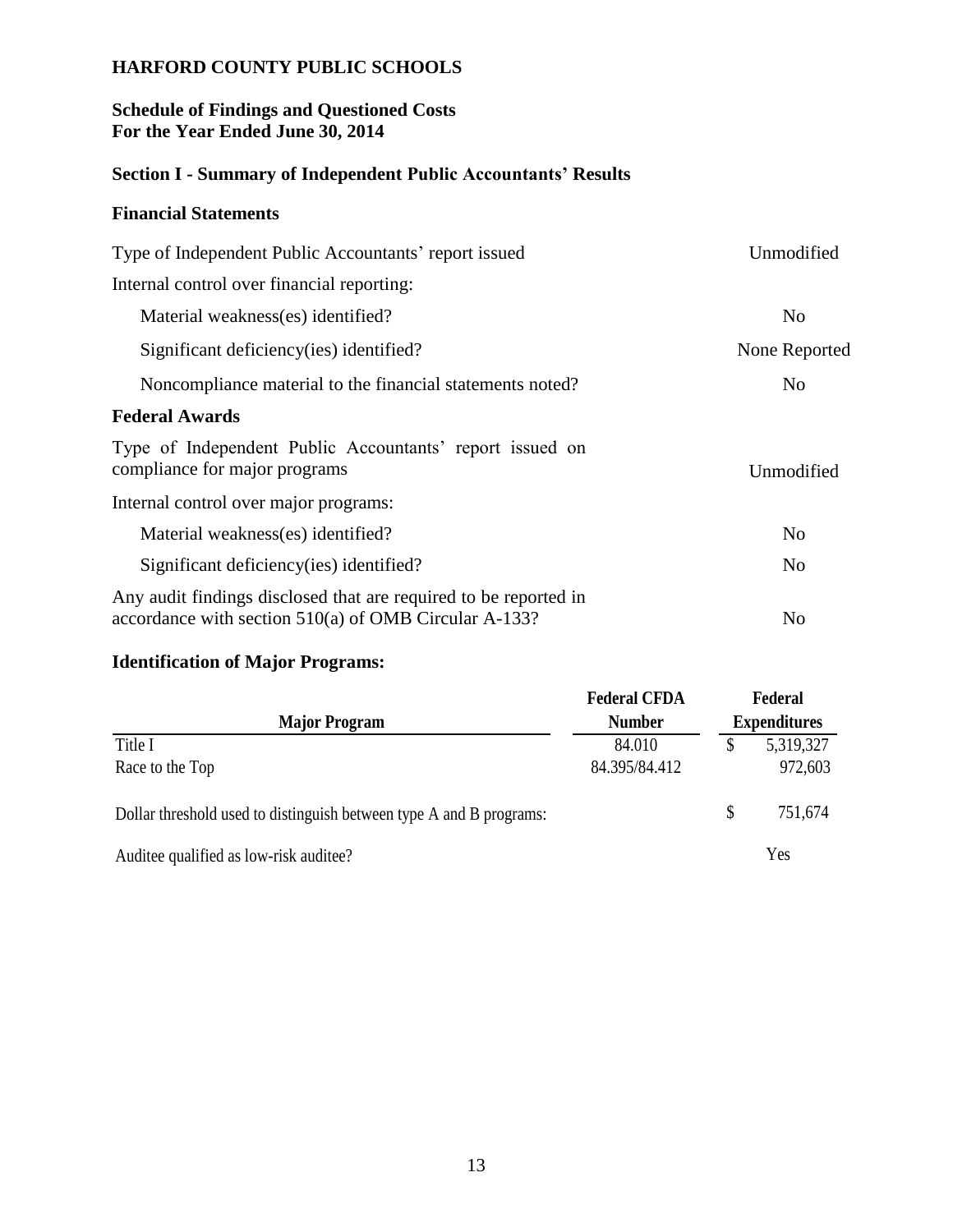# HARFORD COUNTY PUBLIC SCHOOLS

## Schedule of Findings and Questioned Costs
## For the Year Ended June 30, 2014

## Section I - Summary of Independent Public Accountants' Results

### Financial Statements

| | |
|---|---|
| Type of Independent Public Accountants' report issued | Unmodified |
| Internal control over financial reporting: | |
| Material weakness(es) identified? | No |
| Significant deficiency(ies) identified? | None Reported |
| Noncompliance material to the financial statements noted? | No |

### Federal Awards

| | |
|---|---|
| Type of Independent Public Accountants' report issued on compliance for major programs | Unmodified |
| Internal control over major programs: | |
| Material weakness(es) identified? | No |
| Significant deficiency(ies) identified? | No |
| Any audit findings disclosed that are required to be reported in accordance with section 510(a) of OMB Circular A-133? | No |

### Identification of Major Programs:

| Major Program | Federal CFDA Number | Federal Expenditures |
|---|---|---|
| Title I | 84.010 | $ 5,319,327 |
| Race to the Top | 84.395/84.412 | 972,603 |
| Dollar threshold used to distinguish between type A and B programs: | | $ 751,674 |
| Auditee qualified as low-risk auditee? | | Yes |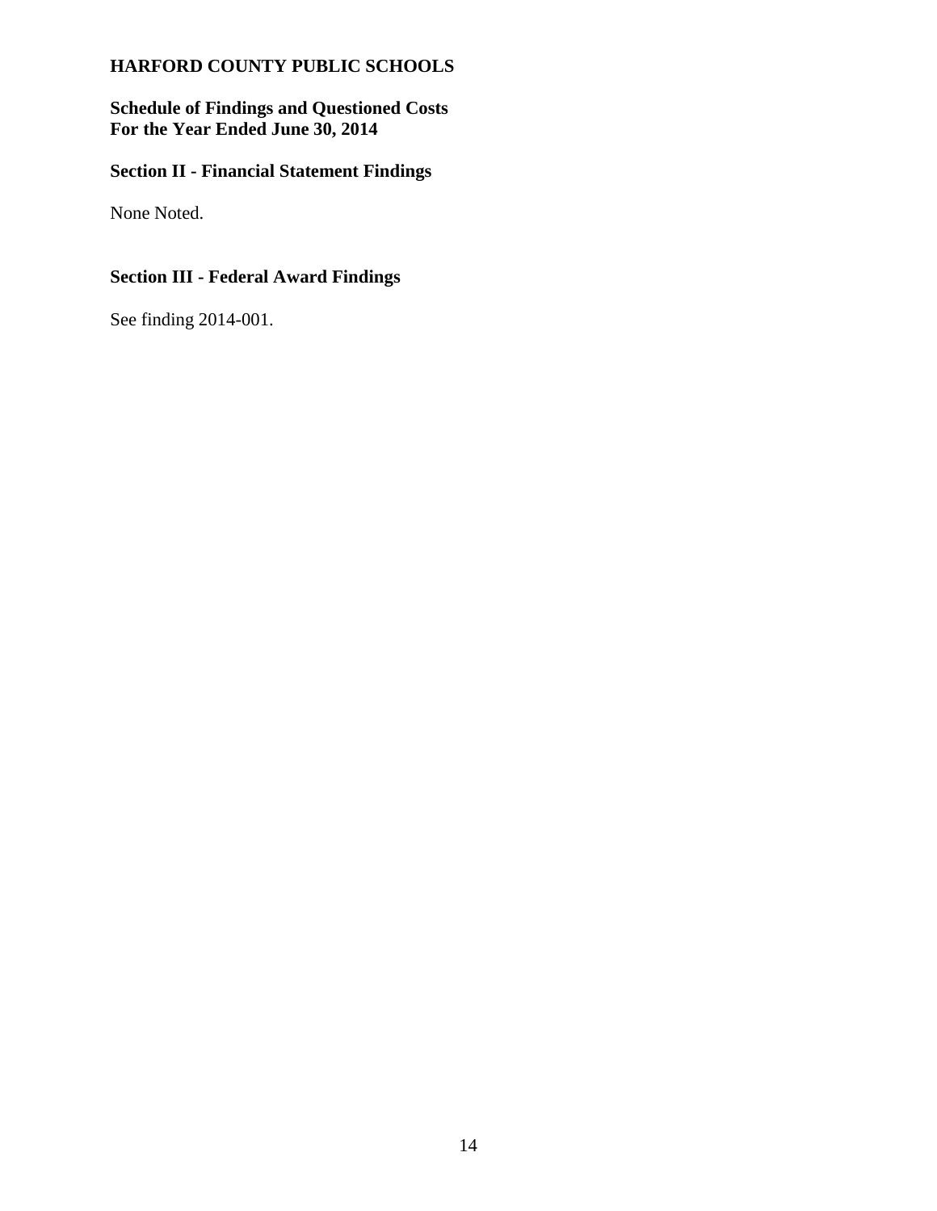**HARFORD COUNTY PUBLIC SCHOOLS**

**Schedule of Findings and Questioned Costs**
**For the Year Ended June 30, 2014**

## Section II - Financial Statement Findings

None Noted.

## Section III - Federal Award Findings

See finding 2014-001.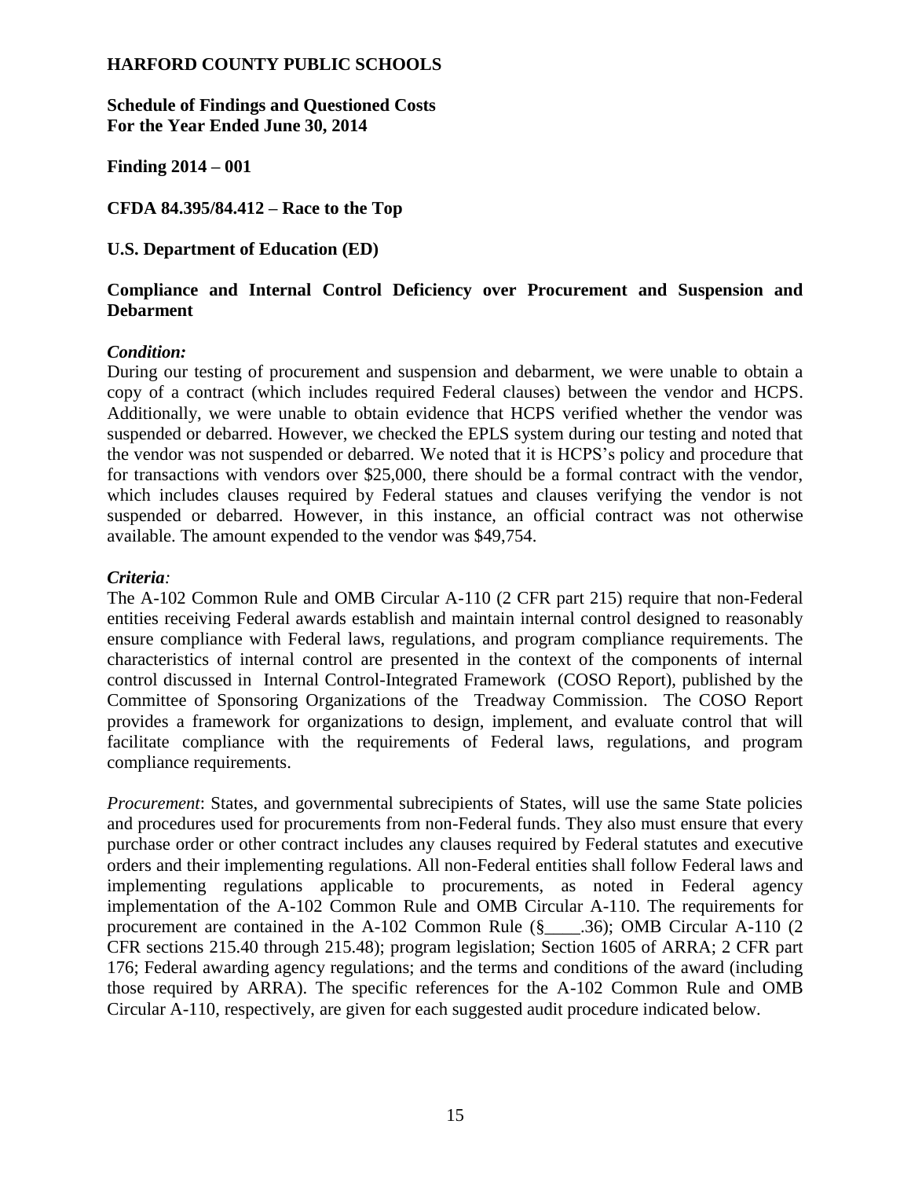**HARFORD COUNTY PUBLIC SCHOOLS**

**Schedule of Findings and Questioned Costs**
**For the Year Ended June 30, 2014**

**Finding 2014 – 001**

**CFDA 84.395/84.412 – Race to the Top**

**U.S. Department of Education (ED)**

**Compliance and Internal Control Deficiency over Procurement and Suspension and Debarment**

***Condition:***
During our testing of procurement and suspension and debarment, we were unable to obtain a copy of a contract (which includes required Federal clauses) between the vendor and HCPS. Additionally, we were unable to obtain evidence that HCPS verified whether the vendor was suspended or debarred. However, we checked the EPLS system during our testing and noted that the vendor was not suspended or debarred. We noted that it is HCPS's policy and procedure that for transactions with vendors over $25,000, there should be a formal contract with the vendor, which includes clauses required by Federal statues and clauses verifying the vendor is not suspended or debarred. However, in this instance, an official contract was not otherwise available. The amount expended to the vendor was $49,754.

***Criteria:***
The A-102 Common Rule and OMB Circular A-110 (2 CFR part 215) require that non-Federal entities receiving Federal awards establish and maintain internal control designed to reasonably ensure compliance with Federal laws, regulations, and program compliance requirements. The characteristics of internal control are presented in the context of the components of internal control discussed in Internal Control-Integrated Framework (COSO Report), published by the Committee of Sponsoring Organizations of the Treadway Commission. The COSO Report provides a framework for organizations to design, implement, and evaluate control that will facilitate compliance with the requirements of Federal laws, regulations, and program compliance requirements.

*Procurement*: States, and governmental subrecipients of States, will use the same State policies and procedures used for procurements from non-Federal funds. They also must ensure that every purchase order or other contract includes any clauses required by Federal statutes and executive orders and their implementing regulations. All non-Federal entities shall follow Federal laws and implementing regulations applicable to procurements, as noted in Federal agency implementation of the A-102 Common Rule and OMB Circular A-110. The requirements for procurement are contained in the A-102 Common Rule (§____.36); OMB Circular A-110 (2 CFR sections 215.40 through 215.48); program legislation; Section 1605 of ARRA; 2 CFR part 176; Federal awarding agency regulations; and the terms and conditions of the award (including those required by ARRA). The specific references for the A-102 Common Rule and OMB Circular A-110, respectively, are given for each suggested audit procedure indicated below.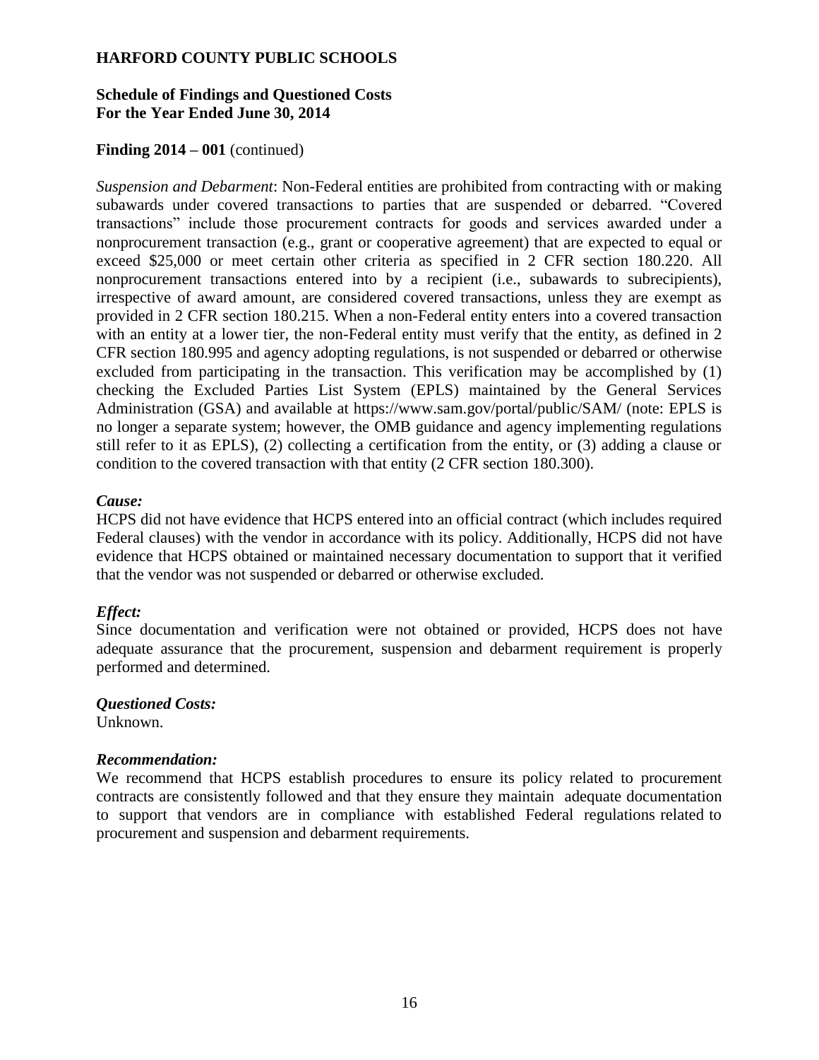# HARFORD COUNTY PUBLIC SCHOOLS

**Schedule of Findings and Questioned Costs**
**For the Year Ended June 30, 2014**

**Finding 2014 – 001** (continued)

*Suspension and Debarment*: Non-Federal entities are prohibited from contracting with or making subawards under covered transactions to parties that are suspended or debarred. "Covered transactions" include those procurement contracts for goods and services awarded under a nonprocurement transaction (e.g., grant or cooperative agreement) that are expected to equal or exceed $25,000 or meet certain other criteria as specified in 2 CFR section 180.220. All nonprocurement transactions entered into by a recipient (i.e., subawards to subrecipients), irrespective of award amount, are considered covered transactions, unless they are exempt as provided in 2 CFR section 180.215. When a non-Federal entity enters into a covered transaction with an entity at a lower tier, the non-Federal entity must verify that the entity, as defined in 2 CFR section 180.995 and agency adopting regulations, is not suspended or debarred or otherwise excluded from participating in the transaction. This verification may be accomplished by (1) checking the Excluded Parties List System (EPLS) maintained by the General Services Administration (GSA) and available at https://www.sam.gov/portal/public/SAM/ (note: EPLS is no longer a separate system; however, the OMB guidance and agency implementing regulations still refer to it as EPLS), (2) collecting a certification from the entity, or (3) adding a clause or condition to the covered transaction with that entity (2 CFR section 180.300).

***Cause:***
HCPS did not have evidence that HCPS entered into an official contract (which includes required Federal clauses) with the vendor in accordance with its policy. Additionally, HCPS did not have evidence that HCPS obtained or maintained necessary documentation to support that it verified that the vendor was not suspended or debarred or otherwise excluded.

***Effect:***
Since documentation and verification were not obtained or provided, HCPS does not have adequate assurance that the procurement, suspension and debarment requirement is properly performed and determined.

***Questioned Costs:***
Unknown.

***Recommendation:***
We recommend that HCPS establish procedures to ensure its policy related to procurement contracts are consistently followed and that they ensure they maintain adequate documentation to support that vendors are in compliance with established Federal regulations related to procurement and suspension and debarment requirements.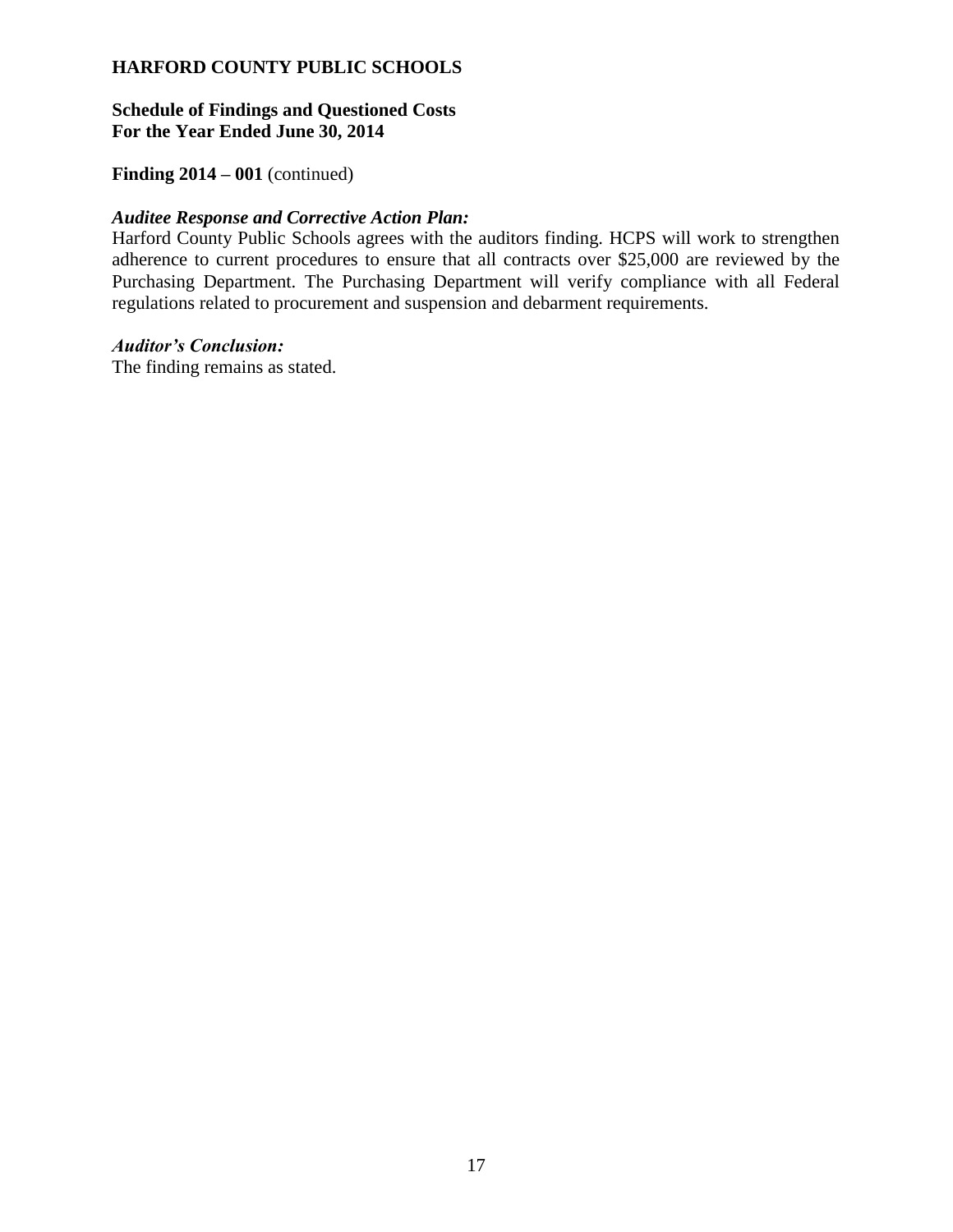**HARFORD COUNTY PUBLIC SCHOOLS**

**Schedule of Findings and Questioned Costs**
**For the Year Ended June 30, 2014**

**Finding 2014 – 001** (continued)

***Auditee Response and Corrective Action Plan:***
Harford County Public Schools agrees with the auditors finding. HCPS will work to strengthen adherence to current procedures to ensure that all contracts over $25,000 are reviewed by the Purchasing Department. The Purchasing Department will verify compliance with all Federal regulations related to procurement and suspension and debarment requirements.

***Auditor's Conclusion:***
The finding remains as stated.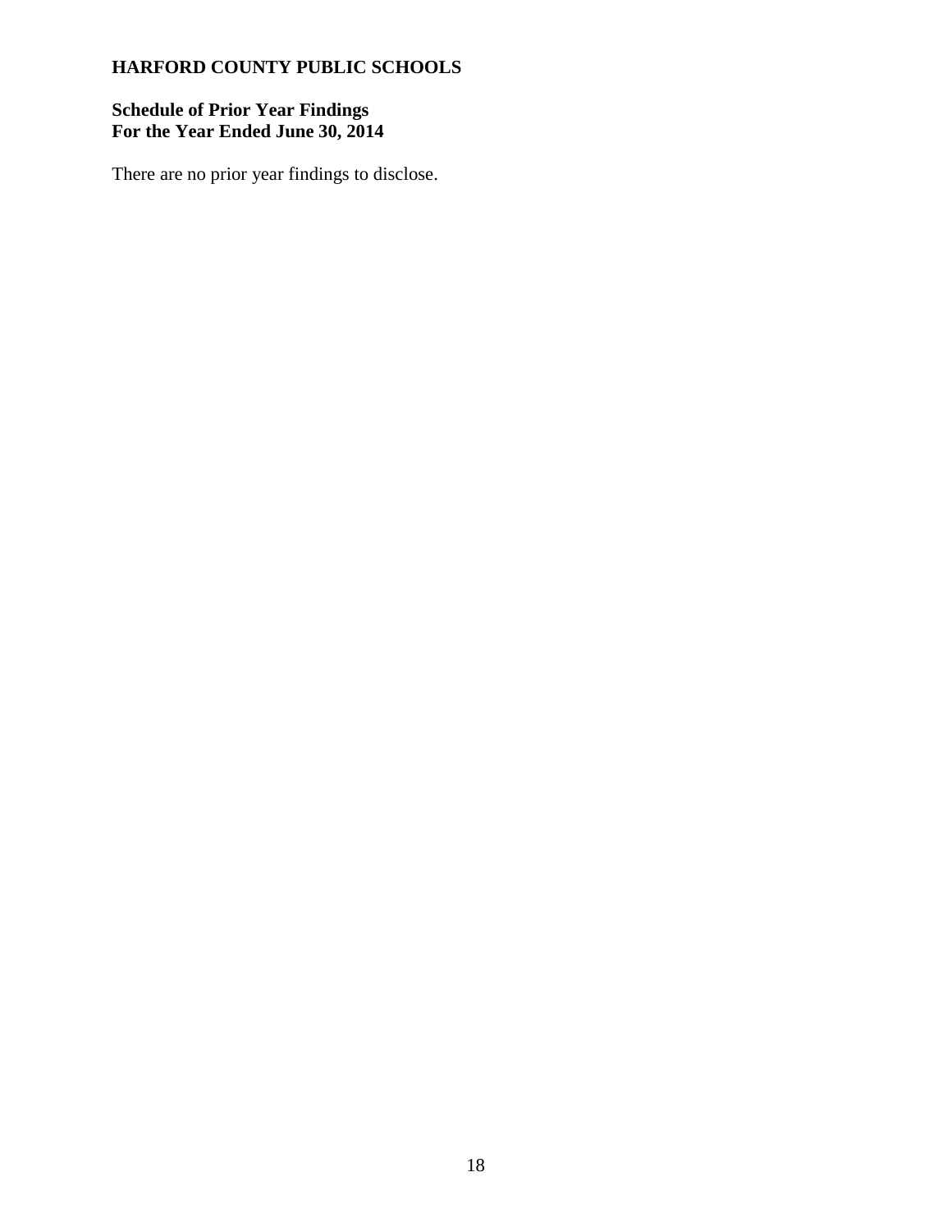**HARFORD COUNTY PUBLIC SCHOOLS**

**Schedule of Prior Year Findings**
**For the Year Ended June 30, 2014**

There are no prior year findings to disclose.